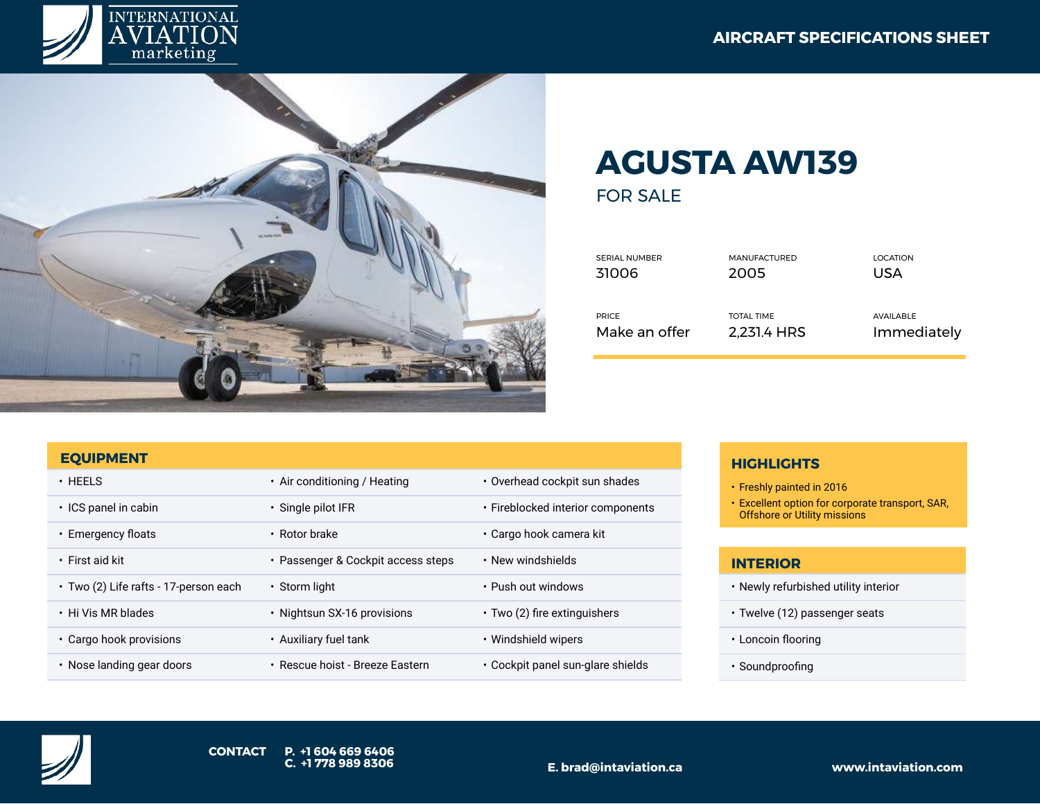INTERNATIONAL AVIATION marketing

AIRCRAFT SPECIFICATIONS SHEET

# AGUSTA AW139

## FOR SALE

| SERIAL NUMBER | MANUFACTURED | LOCATION |
|---|---|---|
| 31006 | 2005 | USA |
| **PRICE** | **TOTAL TIME** | **AVAILABLE** |
| Make an offer | 2,231.4 HRS | Immediately |

## EQUIPMENT

- HEELS
- ICS panel in cabin
- Emergency floats
- First aid kit
- Two (2) Life rafts - 17-person each
- Hi Vis MR blades
- Cargo hook provisions
- Nose landing gear doors
- Air conditioning / Heating
- Single pilot IFR
- Rotor brake
- Passenger & Cockpit access steps
- Storm light
- Nightsun SX-16 provisions
- Auxiliary fuel tank
- Rescue hoist - Breeze Eastern
- Overhead cockpit sun shades
- Fireblocked interior components
- Cargo hook camera kit
- New windshields
- Push out windows
- Two (2) fire extinguishers
- Windshield wipers
- Cockpit panel sun-glare shields

## HIGHLIGHTS

- Freshly painted in 2016
- Excellent option for corporate transport, SAR, Offshore or Utility missions

## INTERIOR

- Newly refurbished utility interior
- Twelve (12) passenger seats
- Loncoin flooring
- Soundproofing

**CONTACT** **P. +1 604 669 6406**
**C. +1 778 989 8306**

**E. brad@intaviation.ca**

**www.intaviation.com**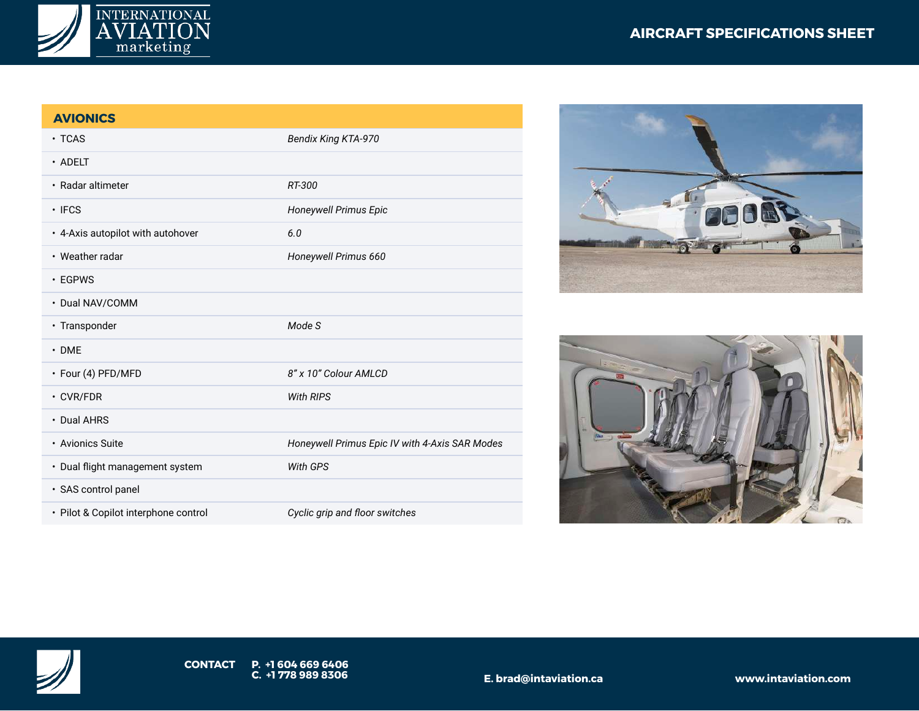## AVIONICS

| Item | Details |
|---|---|
| • TCAS | *Bendix King KTA-970* |
| • ADELT | |
| • Radar altimeter | *RT-300* |
| • IFCS | *Honeywell Primus Epic* |
| • 4-Axis autopilot with autohover | *6.0* |
| • Weather radar | *Honeywell Primus 660* |
| • EGPWS | |
| • Dual NAV/COMM | |
| • Transponder | *Mode S* |
| • DME | |
| • Four (4) PFD/MFD | *8" x 10" Colour AMLCD* |
| • CVR/FDR | *With RIPS* |
| • Dual AHRS | |
| • Avionics Suite | *Honeywell Primus Epic IV with 4-Axis SAR Modes* |
| • Dual flight management system | *With GPS* |
| • SAS control panel | |
| • Pilot & Copilot interphone control | *Cyclic grip and floor switches* |

**CONTACT** P. +1 604 669 6406 C. +1 778 989 8306

E. brad@intaviation.ca

www.intaviation.com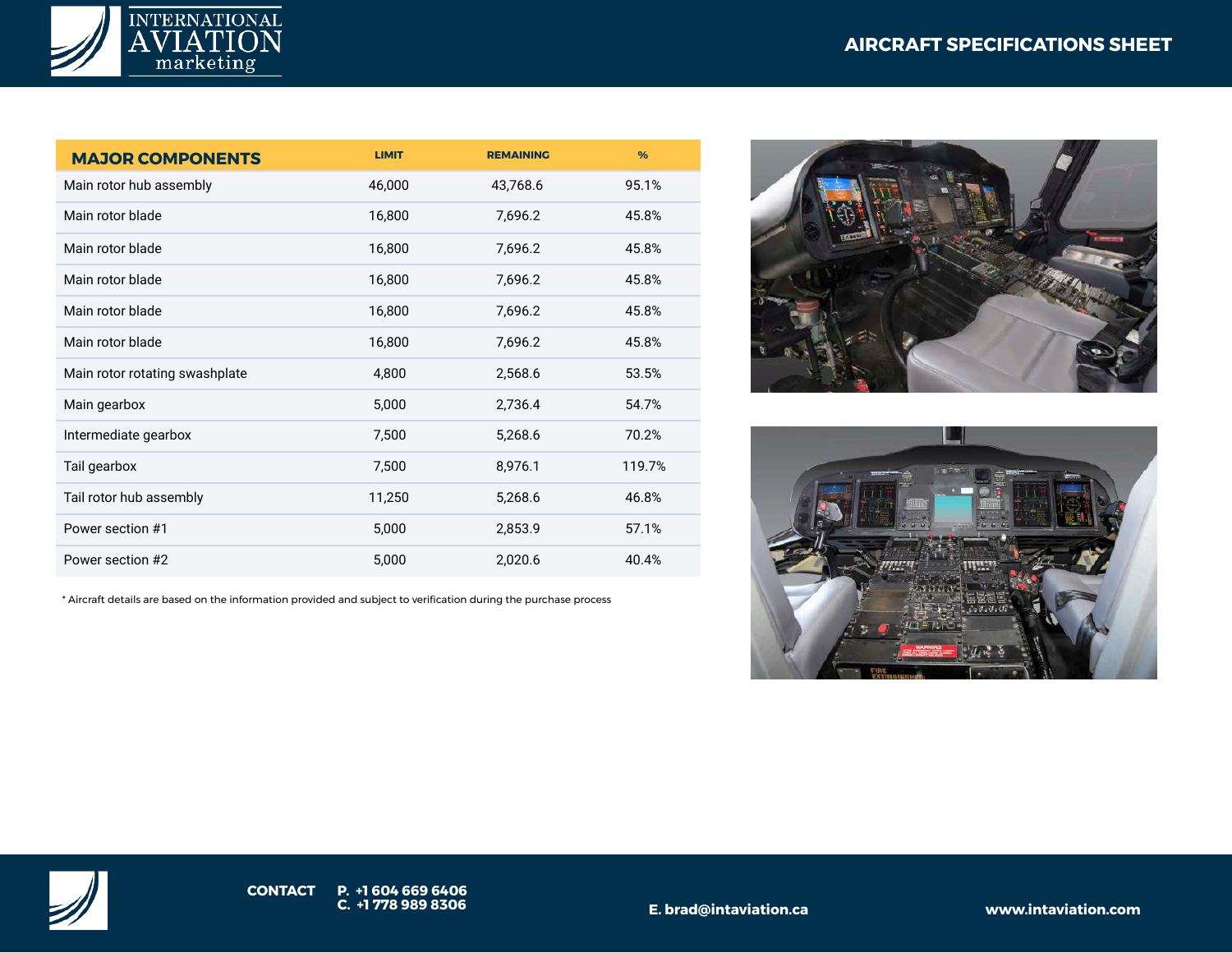| MAJOR COMPONENTS | LIMIT | REMAINING | % |
|---|---|---|---|
| Main rotor hub assembly | 46,000 | 43,768.6 | 95.1% |
| Main rotor blade | 16,800 | 7,696.2 | 45.8% |
| Main rotor blade | 16,800 | 7,696.2 | 45.8% |
| Main rotor blade | 16,800 | 7,696.2 | 45.8% |
| Main rotor blade | 16,800 | 7,696.2 | 45.8% |
| Main rotor blade | 16,800 | 7,696.2 | 45.8% |
| Main rotor rotating swashplate | 4,800 | 2,568.6 | 53.5% |
| Main gearbox | 5,000 | 2,736.4 | 54.7% |
| Intermediate gearbox | 7,500 | 5,268.6 | 70.2% |
| Tail gearbox | 7,500 | 8,976.1 | 119.7% |
| Tail rotor hub assembly | 11,250 | 5,268.6 | 46.8% |
| Power section #1 | 5,000 | 2,853.9 | 57.1% |
| Power section #2 | 5,000 | 2,020.6 | 40.4% |

* Aircraft details are based on the information provided and subject to verification during the purchase process

**CONTACT** **P. +1 604 669 6406**
**C. +1 778 989 8306**

**E. brad@intaviation.ca**

**www.intaviation.com**